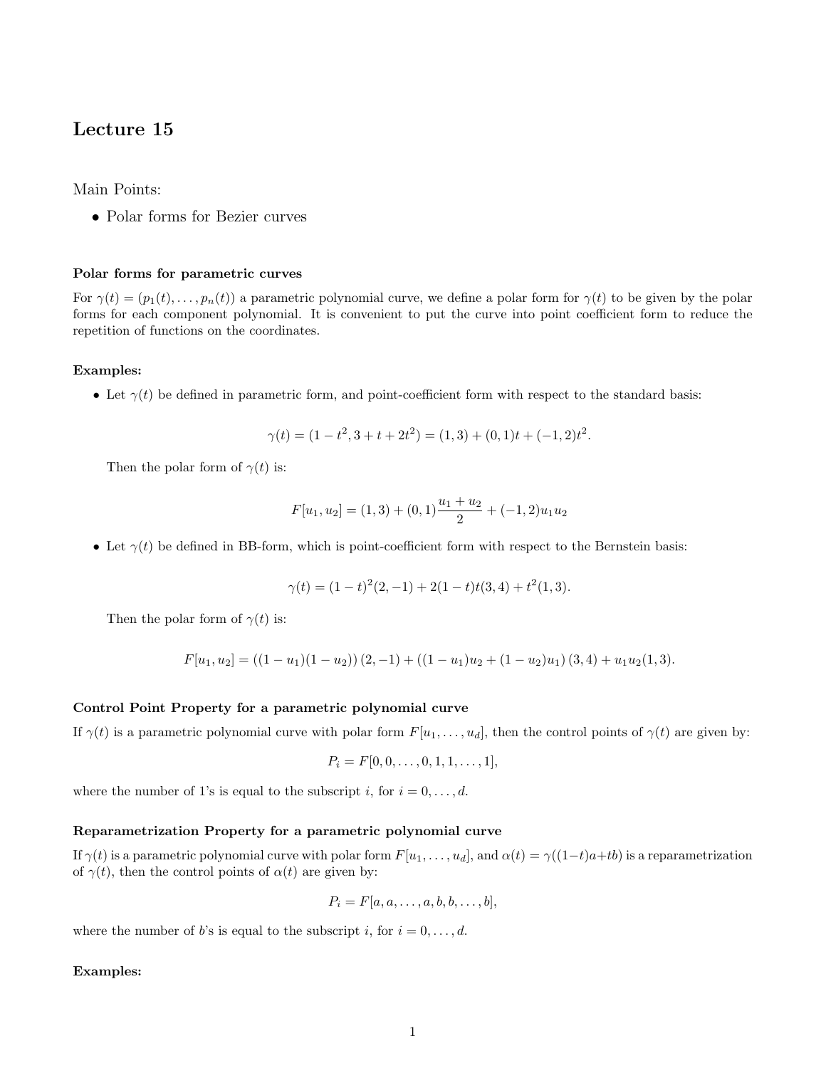# Lecture 15

Main Points:

- Polar forms for Bezier curves

### Polar forms for parametric curves

For $\gamma(t) = (p_1(t), \ldots, p_n(t))$ a parametric polynomial curve, we define a polar form for $\gamma(t)$ to be given by the polar forms for each component polynomial. It is convenient to put the curve into point coefficient form to reduce the repetition of functions on the coordinates.

**Examples:**

- Let $\gamma(t)$ be defined in parametric form, and point-coefficient form with respect to the standard basis:

$$\gamma(t) = (1 - t^2, 3 + t + 2t^2) = (1, 3) + (0, 1)t + (-1, 2)t^2.$$

  Then the polar form of $\gamma(t)$ is:

$$F[u_1, u_2] = (1, 3) + (0, 1)\frac{u_1 + u_2}{2} + (-1, 2)u_1 u_2$$

- Let $\gamma(t)$ be defined in BB-form, which is point-coefficient form with respect to the Bernstein basis:

$$\gamma(t) = (1 - t)^2(2, -1) + 2(1 - t)t(3, 4) + t^2(1, 3).$$

  Then the polar form of $\gamma(t)$ is:

$$F[u_1, u_2] = ((1 - u_1)(1 - u_2))(2, -1) + ((1 - u_1)u_2 + (1 - u_2)u_1)(3, 4) + u_1 u_2(1, 3).$$

### Control Point Property for a parametric polynomial curve

If $\gamma(t)$ is a parametric polynomial curve with polar form $F[u_1, \ldots, u_d]$, then the control points of $\gamma(t)$ are given by:

$$P_i = F[0, 0, \ldots, 0, 1, 1, \ldots, 1],$$

where the number of 1's is equal to the subscript $i$, for $i = 0, \ldots, d$.

### Reparametrization Property for a parametric polynomial curve

If $\gamma(t)$ is a parametric polynomial curve with polar form $F[u_1, \ldots, u_d]$, and $\alpha(t) = \gamma((1-t)a+tb)$ is a reparametrization of $\gamma(t)$, then the control points of $\alpha(t)$ are given by:

$$P_i = F[a, a, \ldots, a, b, b, \ldots, b],$$

where the number of $b$'s is equal to the subscript $i$, for $i = 0, \ldots, d$.

**Examples:**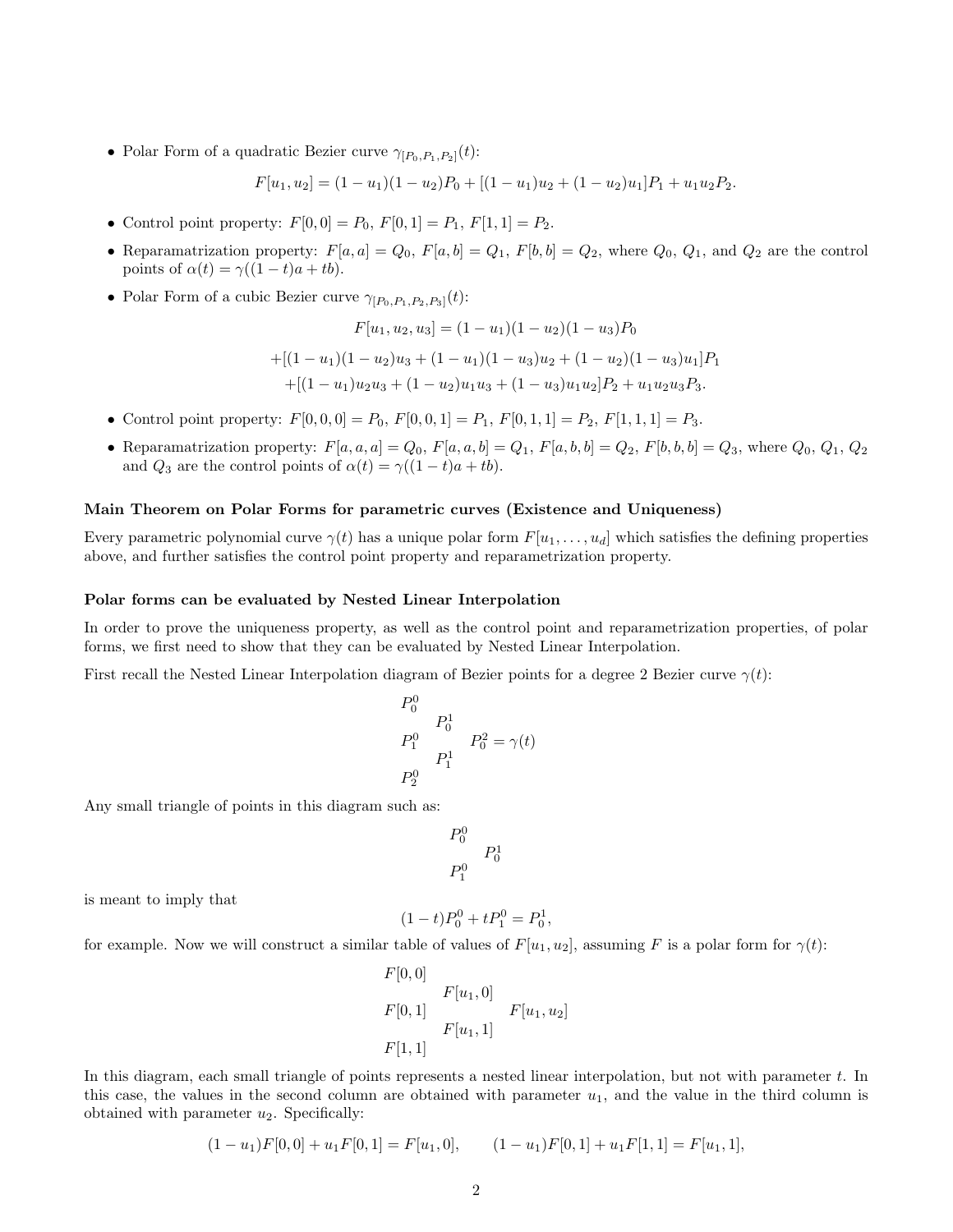- Polar Form of a quadratic Bezier curve $\gamma_{[P_0,P_1,P_2]}(t)$:

$$F[u_1, u_2] = (1-u_1)(1-u_2)P_0 + [(1-u_1)u_2 + (1-u_2)u_1]P_1 + u_1u_2P_2.$$

- Control point property: $F[0,0] = P_0$, $F[0,1] = P_1$, $F[1,1] = P_2$.
- Reparamatrization property: $F[a,a] = Q_0$, $F[a,b] = Q_1$, $F[b,b] = Q_2$, where $Q_0$, $Q_1$, and $Q_2$ are the control points of $\alpha(t) = \gamma((1-t)a + tb)$.
- Polar Form of a cubic Bezier curve $\gamma_{[P_0,P_1,P_2,P_3]}(t)$:

$$F[u_1, u_2, u_3] = (1-u_1)(1-u_2)(1-u_3)P_0$$
$$+[(1-u_1)(1-u_2)u_3 + (1-u_1)(1-u_3)u_2 + (1-u_2)(1-u_3)u_1]P_1$$
$$+[(1-u_1)u_2u_3 + (1-u_2)u_1u_3 + (1-u_3)u_1u_2]P_2 + u_1u_2u_3P_3.$$

- Control point property: $F[0,0,0] = P_0$, $F[0,0,1] = P_1$, $F[0,1,1] = P_2$, $F[1,1,1] = P_3$.
- Reparamatrization property: $F[a,a,a] = Q_0$, $F[a,a,b] = Q_1$, $F[a,b,b] = Q_2$, $F[b,b,b] = Q_3$, where $Q_0$, $Q_1$, $Q_2$ and $Q_3$ are the control points of $\alpha(t) = \gamma((1-t)a + tb)$.

**Main Theorem on Polar Forms for parametric curves (Existence and Uniqueness)**

Every parametric polynomial curve $\gamma(t)$ has a unique polar form $F[u_1, \ldots, u_d]$ which satisfies the defining properties above, and further satisfies the control point property and reparametrization property.

**Polar forms can be evaluated by Nested Linear Interpolation**

In order to prove the uniqueness property, as well as the control point and reparametrization properties, of polar forms, we first need to show that they can be evaluated by Nested Linear Interpolation.

First recall the Nested Linear Interpolation diagram of Bezier points for a degree 2 Bezier curve $\gamma(t)$:

$$\begin{array}{ccc} P_0^0 & & \\ & P_0^1 & \\ P_1^0 & & P_0^2 = \gamma(t) \\ & P_1^1 & \\ P_2^0 & & \end{array}$$

Any small triangle of points in this diagram such as:

$$\begin{array}{cc} P_0^0 & \\ & P_0^1 \\ P_1^0 & \end{array}$$

is meant to imply that

$$(1-t)P_0^0 + tP_1^0 = P_0^1,$$

for example. Now we will construct a similar table of values of $F[u_1, u_2]$, assuming $F$ is a polar form for $\gamma(t)$:

$$\begin{array}{ccc} F[0,0] & & \\ & F[u_1,0] & \\ F[0,1] & & F[u_1,u_2] \\ & F[u_1,1] & \\ F[1,1] & & \end{array}$$

In this diagram, each small triangle of points represents a nested linear interpolation, but not with parameter $t$. In this case, the values in the second column are obtained with parameter $u_1$, and the value in the third column is obtained with parameter $u_2$. Specifically:

$$(1-u_1)F[0,0] + u_1F[0,1] = F[u_1, 0], \qquad (1-u_1)F[0,1] + u_1F[1,1] = F[u_1, 1],$$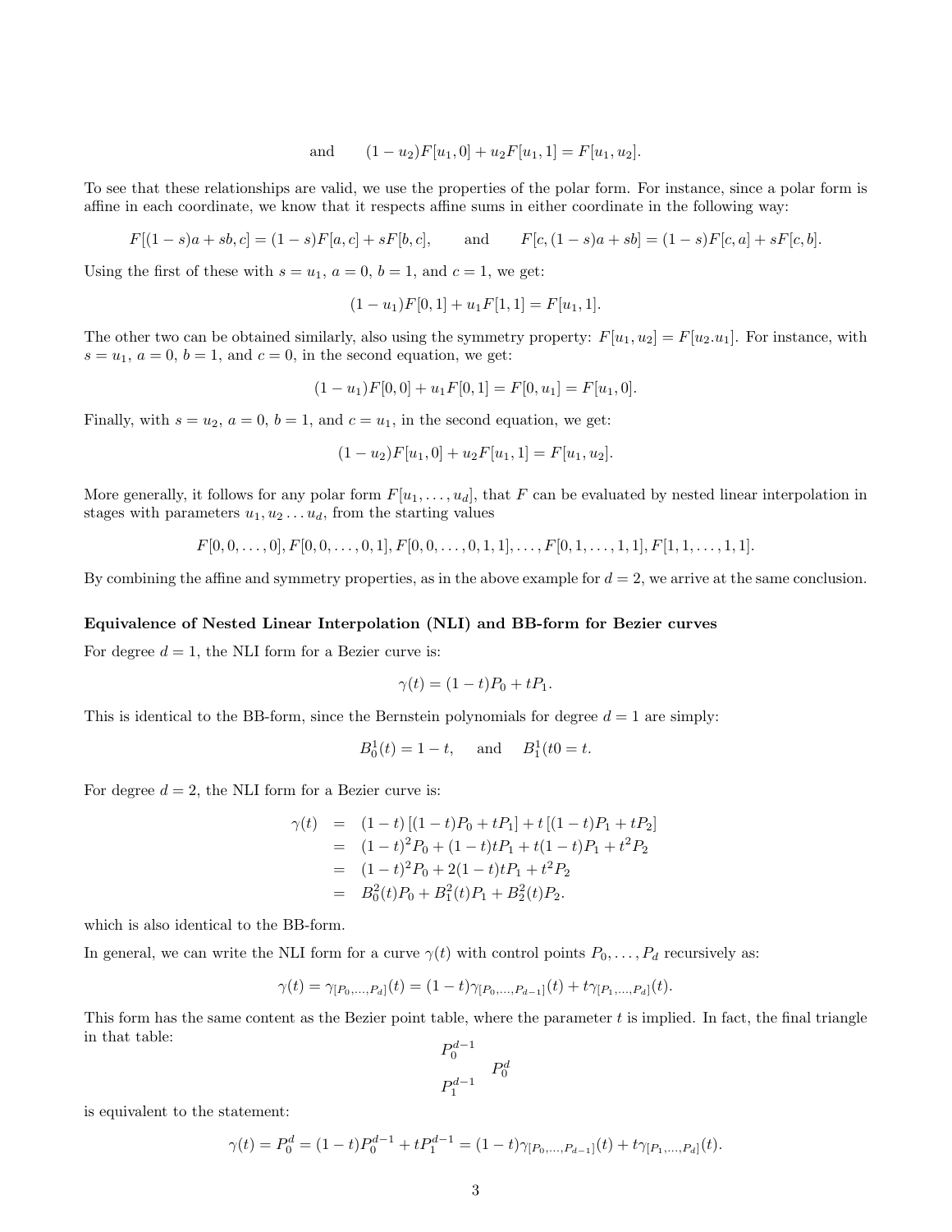$$\text{and} \qquad (1-u_2)F[u_1,0] + u_2 F[u_1,1] = F[u_1,u_2].$$

To see that these relationships are valid, we use the properties of the polar form. For instance, since a polar form is affine in each coordinate, we know that it respects affine sums in either coordinate in the following way:

$$F[(1-s)a + sb, c] = (1-s)F[a,c] + sF[b,c], \qquad \text{and} \qquad F[c,(1-s)a+sb] = (1-s)F[c,a] + sF[c,b].$$

Using the first of these with $s = u_1$, $a = 0$, $b = 1$, and $c = 1$, we get:

$$(1-u_1)F[0,1] + u_1 F[1,1] = F[u_1, 1].$$

The other two can be obtained similarly, also using the symmetry property: $F[u_1,u_2] = F[u_2.u_1]$. For instance, with $s = u_1$, $a = 0$, $b = 1$, and $c = 0$, in the second equation, we get:

$$(1-u_1)F[0,0] + u_1 F[0,1] = F[0,u_1] = F[u_1,0].$$

Finally, with $s = u_2$, $a = 0$, $b = 1$, and $c = u_1$, in the second equation, we get:

$$(1-u_2)F[u_1,0] + u_2 F[u_1,1] = F[u_1,u_2].$$

More generally, it follows for any polar form $F[u_1,\ldots,u_d]$, that $F$ can be evaluated by nested linear interpolation in stages with parameters $u_1, u_2 \ldots u_d$, from the starting values

$$F[0,0,\ldots,0], F[0,0,\ldots,0,1], F[0,0,\ldots,0,1,1],\ldots, F[0,1,\ldots,1,1], F[1,1,\ldots,1,1].$$

By combining the affine and symmetry properties, as in the above example for $d = 2$, we arrive at the same conclusion.

**Equivalence of Nested Linear Interpolation (NLI) and BB-form for Bezier curves**

For degree $d = 1$, the NLI form for a Bezier curve is:

$$\gamma(t) = (1-t)P_0 + tP_1.$$

This is identical to the BB-form, since the Bernstein polynomials for degree $d = 1$ are simply:

$$B_0^1(t) = 1-t, \quad \text{and} \quad B_1^1(t0 = t.$$

For degree $d = 2$, the NLI form for a Bezier curve is:

$$\begin{aligned}
\gamma(t) &= (1-t)\left[(1-t)P_0 + tP_1\right] + t\left[(1-t)P_1 + tP_2\right] \\
&= (1-t)^2 P_0 + (1-t)tP_1 + t(1-t)P_1 + t^2 P_2 \\
&= (1-t)^2 P_0 + 2(1-t)tP_1 + t^2 P_2 \\
&= B_0^2(t)P_0 + B_1^2(t)P_1 + B_2^2(t)P_2.
\end{aligned}$$

which is also identical to the BB-form.

In general, we can write the NLI form for a curve $\gamma(t)$ with control points $P_0,\ldots,P_d$ recursively as:

$$\gamma(t) = \gamma_{[P_0,\ldots,P_d]}(t) = (1-t)\gamma_{[P_0,\ldots,P_{d-1}]}(t) + t\gamma_{[P_1,\ldots,P_d]}(t).$$

This form has the same content as the Bezier point table, where the parameter $t$ is implied. In fact, the final triangle in that table:

$$\begin{matrix} P_0^{d-1} & \\ & P_0^d \\ P_1^{d-1} & \end{matrix}$$

is equivalent to the statement:

$$\gamma(t) = P_0^d = (1-t)P_0^{d-1} + tP_1^{d-1} = (1-t)\gamma_{[P_0,\ldots,P_{d-1}]}(t) + t\gamma_{[P_1,\ldots,P_d]}(t).$$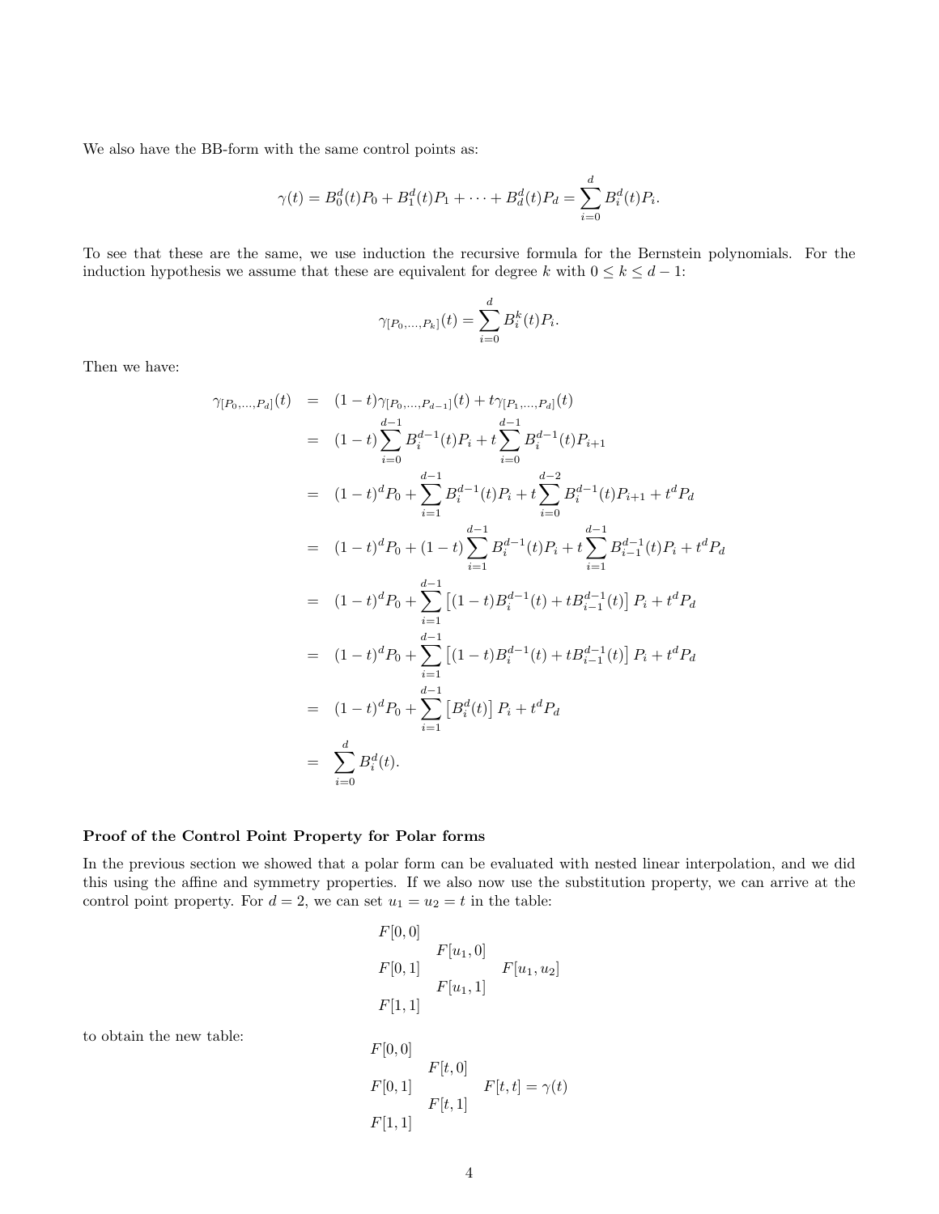We also have the BB-form with the same control points as:

$$\gamma(t) = B_0^d(t)P_0 + B_1^d(t)P_1 + \cdots + B_d^d(t)P_d = \sum_{i=0}^{d} B_i^d(t)P_i.$$

To see that these are the same, we use induction the recursive formula for the Bernstein polynomials. For the induction hypothesis we assume that these are equivalent for degree $k$ with $0 \leq k \leq d-1$:

$$\gamma_{[P_0,\ldots,P_k]}(t) = \sum_{i=0}^{d} B_i^k(t)P_i.$$

Then we have:

$$\begin{aligned}
\gamma_{[P_0,\ldots,P_d]}(t) &= (1-t)\gamma_{[P_0,\ldots,P_{d-1}]}(t) + t\gamma_{[P_1,\ldots,P_d]}(t) \\
&= (1-t)\sum_{i=0}^{d-1} B_i^{d-1}(t)P_i + t\sum_{i=0}^{d-1} B_i^{d-1}(t)P_{i+1} \\
&= (1-t)^d P_0 + \sum_{i=1}^{d-1} B_i^{d-1}(t)P_i + t\sum_{i=0}^{d-2} B_i^{d-1}(t)P_{i+1} + t^d P_d \\
&= (1-t)^d P_0 + (1-t)\sum_{i=1}^{d-1} B_i^{d-1}(t)P_i + t\sum_{i=1}^{d-1} B_{i-1}^{d-1}(t)P_i + t^d P_d \\
&= (1-t)^d P_0 + \sum_{i=1}^{d-1} \left[(1-t)B_i^{d-1}(t) + tB_{i-1}^{d-1}(t)\right] P_i + t^d P_d \\
&= (1-t)^d P_0 + \sum_{i=1}^{d-1} \left[(1-t)B_i^{d-1}(t) + tB_{i-1}^{d-1}(t)\right] P_i + t^d P_d \\
&= (1-t)^d P_0 + \sum_{i=1}^{d-1} \left[B_i^d(t)\right] P_i + t^d P_d \\
&= \sum_{i=0}^{d} B_i^d(t).
\end{aligned}$$

**Proof of the Control Point Property for Polar forms**

In the previous section we showed that a polar form can be evaluated with nested linear interpolation, and we did this using the affine and symmetry properties. If we also now use the substitution property, we can arrive at the control point property. For $d = 2$, we can set $u_1 = u_2 = t$ in the table:

$$\begin{array}{ccccc}
F[0,0] & & & & \\
 & & F[u_1,0] & & \\
F[0,1] & & & & F[u_1,u_2] \\
 & & F[u_1,1] & & \\
F[1,1] & & & &
\end{array}$$

to obtain the new table:

$$\begin{array}{ccccc}
F[0,0] & & & & \\
 & & F[t,0] & & \\
F[0,1] & & & & F[t,t] = \gamma(t) \\
 & & F[t,1] & & \\
F[1,1] & & & &
\end{array}$$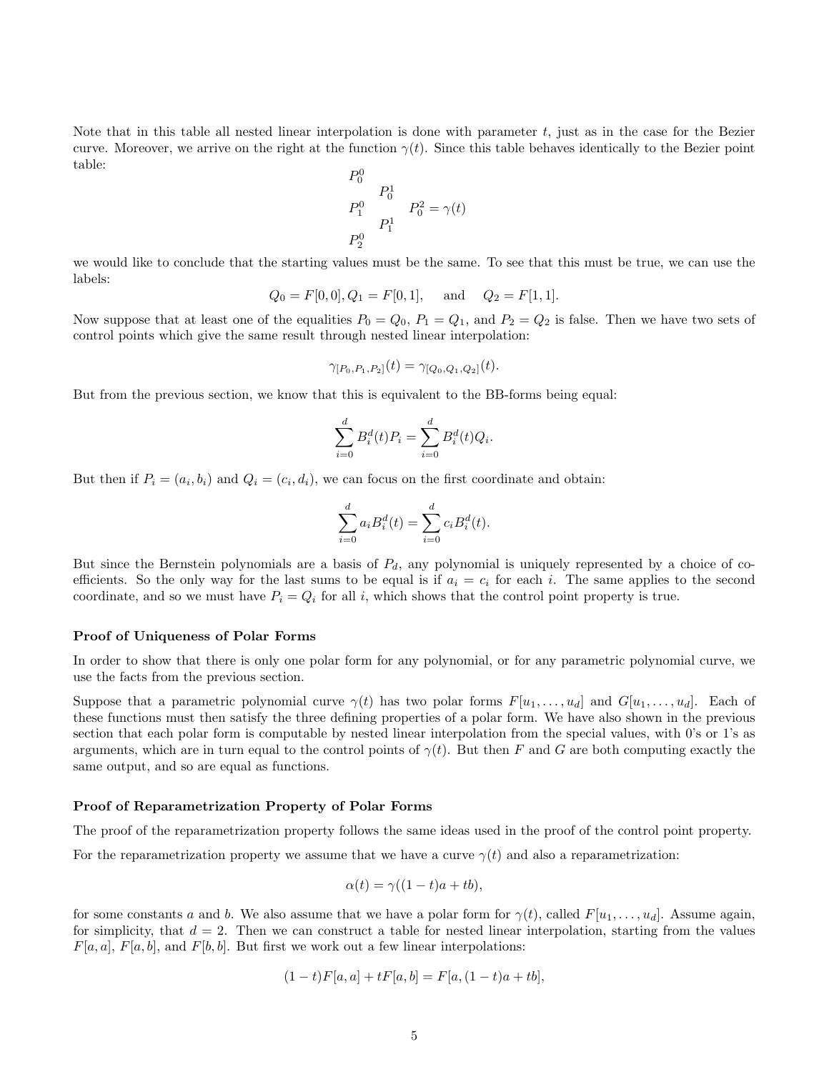Note that in this table all nested linear interpolation is done with parameter $t$, just as in the case for the Bezier curve. Moreover, we arrive on the right at the function $\gamma(t)$. Since this table behaves identically to the Bezier point table:

$$
\begin{array}{ccc}
P_0^0 & & \\
& P_0^1 & \\
P_1^0 & & P_0^2 = \gamma(t) \\
& P_1^1 & \\
P_2^0 & &
\end{array}
$$

we would like to conclude that the starting values must be the same. To see that this must be true, we can use the labels:

$$Q_0 = F[0,0], Q_1 = F[0,1], \quad \text{and} \quad Q_2 = F[1,1].$$

Now suppose that at least one of the equalities $P_0 = Q_0$, $P_1 = Q_1$, and $P_2 = Q_2$ is false. Then we have two sets of control points which give the same result through nested linear interpolation:

$$\gamma_{[P_0,P_1,P_2]}(t) = \gamma_{[Q_0,Q_1,Q_2]}(t).$$

But from the previous section, we know that this is equivalent to the BB-forms being equal:

$$\sum_{i=0}^{d} B_i^d(t) P_i = \sum_{i=0}^{d} B_i^d(t) Q_i.$$

But then if $P_i = (a_i, b_i)$ and $Q_i = (c_i, d_i)$, we can focus on the first coordinate and obtain:

$$\sum_{i=0}^{d} a_i B_i^d(t) = \sum_{i=0}^{d} c_i B_i^d(t).$$

But since the Bernstein polynomials are a basis of $P_d$, any polynomial is uniquely represented by a choice of coefficients. So the only way for the last sums to be equal is if $a_i = c_i$ for each $i$. The same applies to the second coordinate, and so we must have $P_i = Q_i$ for all $i$, which shows that the control point property is true.

**Proof of Uniqueness of Polar Forms**

In order to show that there is only one polar form for any polynomial, or for any parametric polynomial curve, we use the facts from the previous section.

Suppose that a parametric polynomial curve $\gamma(t)$ has two polar forms $F[u_1, \ldots, u_d]$ and $G[u_1, \ldots, u_d]$. Each of these functions must then satisfy the three defining properties of a polar form. We have also shown in the previous section that each polar form is computable by nested linear interpolation from the special values, with 0's or 1's as arguments, which are in turn equal to the control points of $\gamma(t)$. But then $F$ and $G$ are both computing exactly the same output, and so are equal as functions.

**Proof of Reparametrization Property of Polar Forms**

The proof of the reparametrization property follows the same ideas used in the proof of the control point property.

For the reparametrization property we assume that we have a curve $\gamma(t)$ and also a reparametrization:

$$\alpha(t) = \gamma((1-t)a + tb),$$

for some constants $a$ and $b$. We also assume that we have a polar form for $\gamma(t)$, called $F[u_1, \ldots, u_d]$. Assume again, for simplicity, that $d = 2$. Then we can construct a table for nested linear interpolation, starting from the values $F[a,a]$, $F[a,b]$, and $F[b,b]$. But first we work out a few linear interpolations:

$$(1-t)F[a,a] + tF[a,b] = F[a, (1-t)a + tb],$$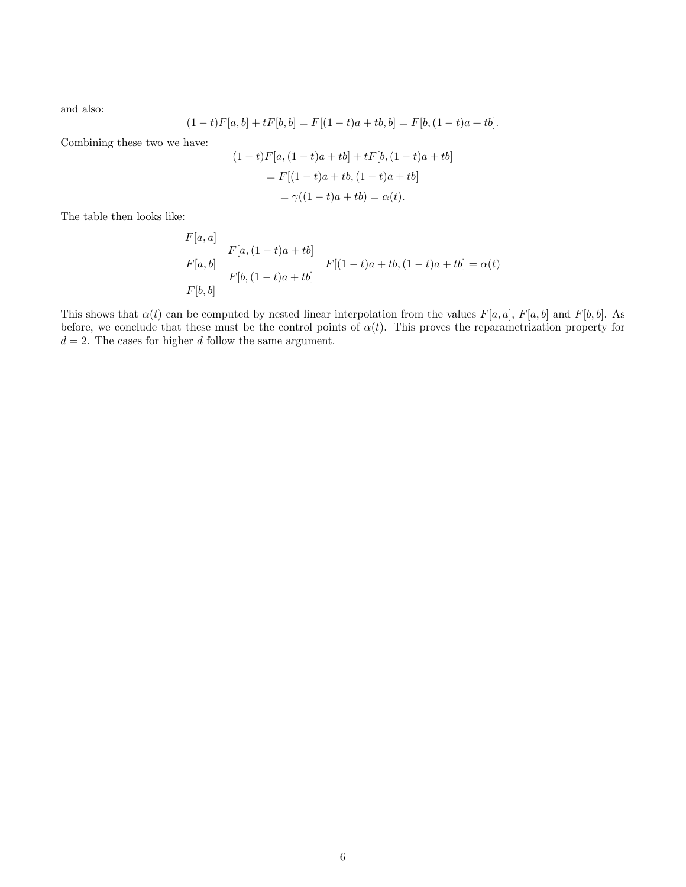and also:

$$(1-t)F[a,b] + tF[b,b] = F[(1-t)a+tb, b] = F[b, (1-t)a+tb].$$

Combining these two we have:

$$\begin{aligned}
(1-t)F[a,(1-t)a+tb] &+ tF[b,(1-t)a+tb] \\
&= F[(1-t)a+tb, (1-t)a+tb] \\
&= \gamma((1-t)a+tb) = \alpha(t).
\end{aligned}$$

The table then looks like:

$$\begin{array}{lll}
F[a,a] & & \\
& F[a,(1-t)a+tb] & \\
F[a,b] & & F[(1-t)a+tb,(1-t)a+tb] = \alpha(t) \\
& F[b,(1-t)a+tb] & \\
F[b,b] & &
\end{array}$$

This shows that $\alpha(t)$ can be computed by nested linear interpolation from the values $F[a,a]$, $F[a,b]$ and $F[b,b]$. As before, we conclude that these must be the control points of $\alpha(t)$. This proves the reparametrization property for $d = 2$. The cases for higher $d$ follow the same argument.